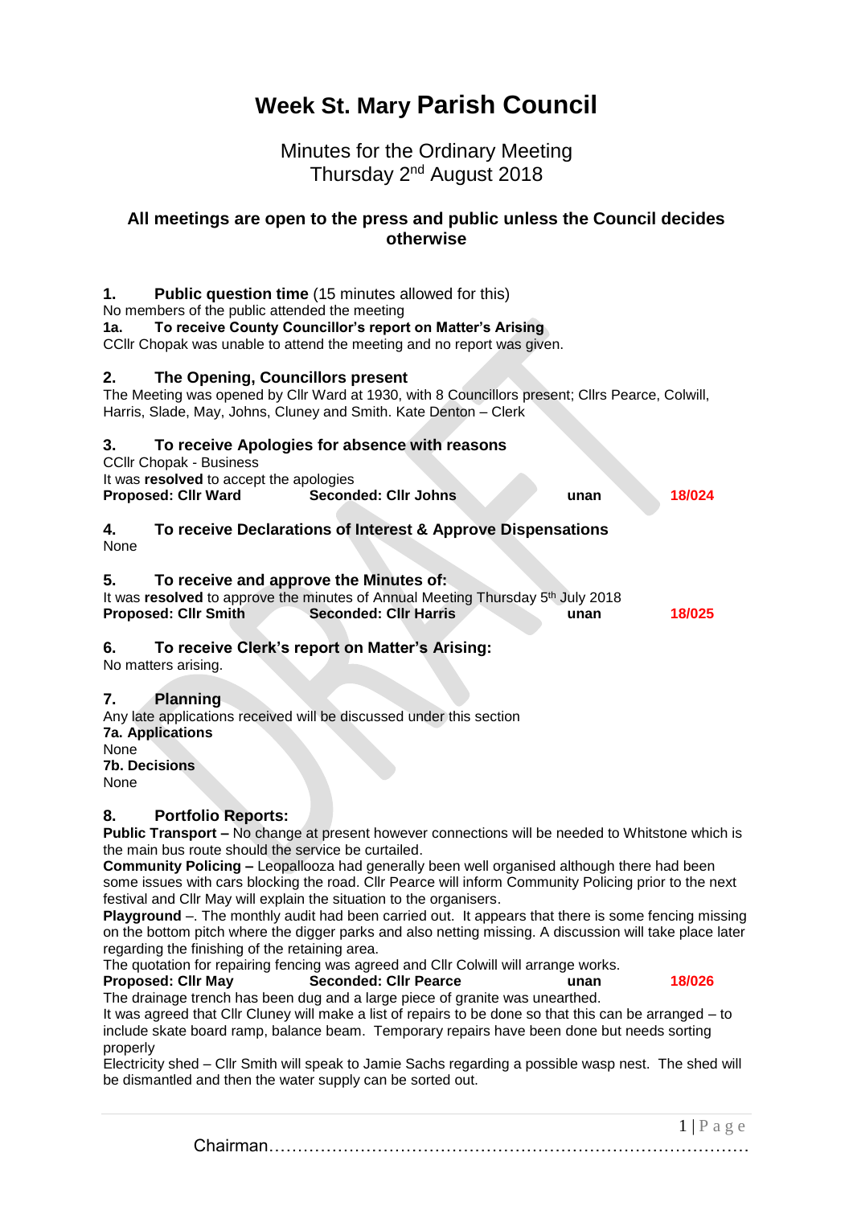# Week St. Mary Parish Council

Minutes for the Ordinary Meeting
Thursday 2nd August 2018

**All meetings are open to the press and public unless the Council decides otherwise**

## 1. Public question time (15 minutes allowed for this)

No members of the public attended the meeting

**1a. To receive County Councillor's report on Matter's Arising**

CCllr Chopak was unable to attend the meeting and no report was given.

## 2. The Opening, Councillors present

The Meeting was opened by Cllr Ward at 1930, with 8 Councillors present; Cllrs Pearce, Colwill, Harris, Slade, May, Johns, Cluney and Smith. Kate Denton – Clerk

## 3. To receive Apologies for absence with reasons

CCllr Chopak - Business

It was **resolved** to accept the apologies

**Proposed: Cllr Ward** **Seconded: Cllr Johns** **unan** **18/024**

## 4. To receive Declarations of Interest & Approve Dispensations

None

## 5. To receive and approve the Minutes of:

It was **resolved** to approve the minutes of Annual Meeting Thursday 5th July 2018

**Proposed: Cllr Smith** **Seconded: Cllr Harris** **unan** **18/025**

## 6. To receive Clerk's report on Matter's Arising:

No matters arising.

## 7. Planning

Any late applications received will be discussed under this section

**7a. Applications**

None

**7b. Decisions**

None

## 8. Portfolio Reports:

**Public Transport –** No change at present however connections will be needed to Whitstone which is the main bus route should the service be curtailed.

**Community Policing –** Leopallooza had generally been well organised although there had been some issues with cars blocking the road. Cllr Pearce will inform Community Policing prior to the next festival and Cllr May will explain the situation to the organisers.

**Playground** –. The monthly audit had been carried out. It appears that there is some fencing missing on the bottom pitch where the digger parks and also netting missing. A discussion will take place later regarding the finishing of the retaining area.

The quotation for repairing fencing was agreed and Cllr Colwill will arrange works.

**Proposed: Cllr May** **Seconded: Cllr Pearce** **unan** **18/026**

The drainage trench has been dug and a large piece of granite was unearthed.

It was agreed that Cllr Cluney will make a list of repairs to be done so that this can be arranged – to include skate board ramp, balance beam. Temporary repairs have been done but needs sorting properly

Electricity shed – Cllr Smith will speak to Jamie Sachs regarding a possible wasp nest. The shed will be dismantled and then the water supply can be sorted out.

Chairman……………………………………………………………………………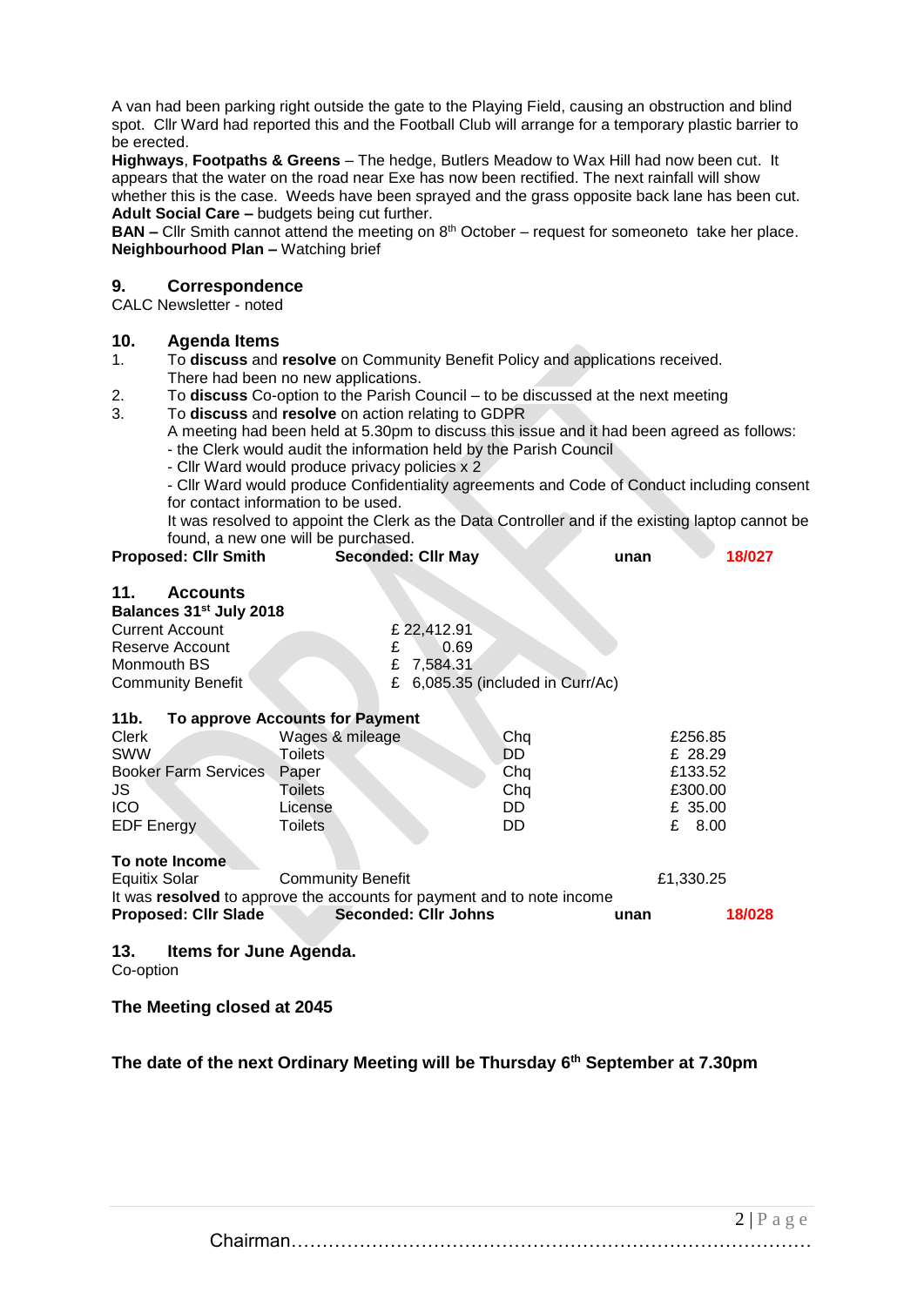A van had been parking right outside the gate to the Playing Field, causing an obstruction and blind spot. Cllr Ward had reported this and the Football Club will arrange for a temporary plastic barrier to be erected.

**Highways**, **Footpaths & Greens** – The hedge, Butlers Meadow to Wax Hill had now been cut. It appears that the water on the road near Exe has now been rectified. The next rainfall will show whether this is the case. Weeds have been sprayed and the grass opposite back lane has been cut.

**Adult Social Care –** budgets being cut further.

**BAN –** Cllr Smith cannot attend the meeting on 8th October – request for someoneto take her place.

**Neighbourhood Plan –** Watching brief

## 9. Correspondence

CALC Newsletter - noted

## 10. Agenda Items

1. To **discuss** and **resolve** on Community Benefit Policy and applications received. There had been no new applications.
2. To **discuss** Co-option to the Parish Council – to be discussed at the next meeting
3. To **discuss** and **resolve** on action relating to GDPR
   A meeting had been held at 5.30pm to discuss this issue and it had been agreed as follows:
   - the Clerk would audit the information held by the Parish Council
   - Cllr Ward would produce privacy policies x 2
   - Cllr Ward would produce Confidentiality agreements and Code of Conduct including consent for contact information to be used.

   It was resolved to appoint the Clerk as the Data Controller and if the existing laptop cannot be found, a new one will be purchased.

**Proposed: Cllr Smith** **Seconded: Cllr May** **unan** **18/027**

## 11. Accounts

**Balances 31st July 2018**

| | |
|---|---|
| Current Account | £ 22,412.91 |
| Reserve Account | £ 0.69 |
| Monmouth BS | £ 7,584.31 |
| Community Benefit | £ 6,085.35 (included in Curr/Ac) |

**11b. To approve Accounts for Payment**

| | | | |
|---|---|---|---|
| Clerk | Wages & mileage | Chq | £256.85 |
| SWW | Toilets | DD | £ 28.29 |
| Booker Farm Services | Paper | Chq | £133.52 |
| JS | Toilets | Chq | £300.00 |
| ICO | License | DD | £ 35.00 |
| EDF Energy | Toilets | DD | £ 8.00 |

**To note Income**

| | | |
|---|---|---|
| Equitix Solar | Community Benefit | £1,330.25 |

It was **resolved** to approve the accounts for payment and to note income

**Proposed: Cllr Slade** **Seconded: Cllr Johns** **unan** **18/028**

## 13. Items for June Agenda.

Co-option

**The Meeting closed at 2045**

**The date of the next Ordinary Meeting will be Thursday 6th September at 7.30pm**

Chairman…………………………………………………………………………